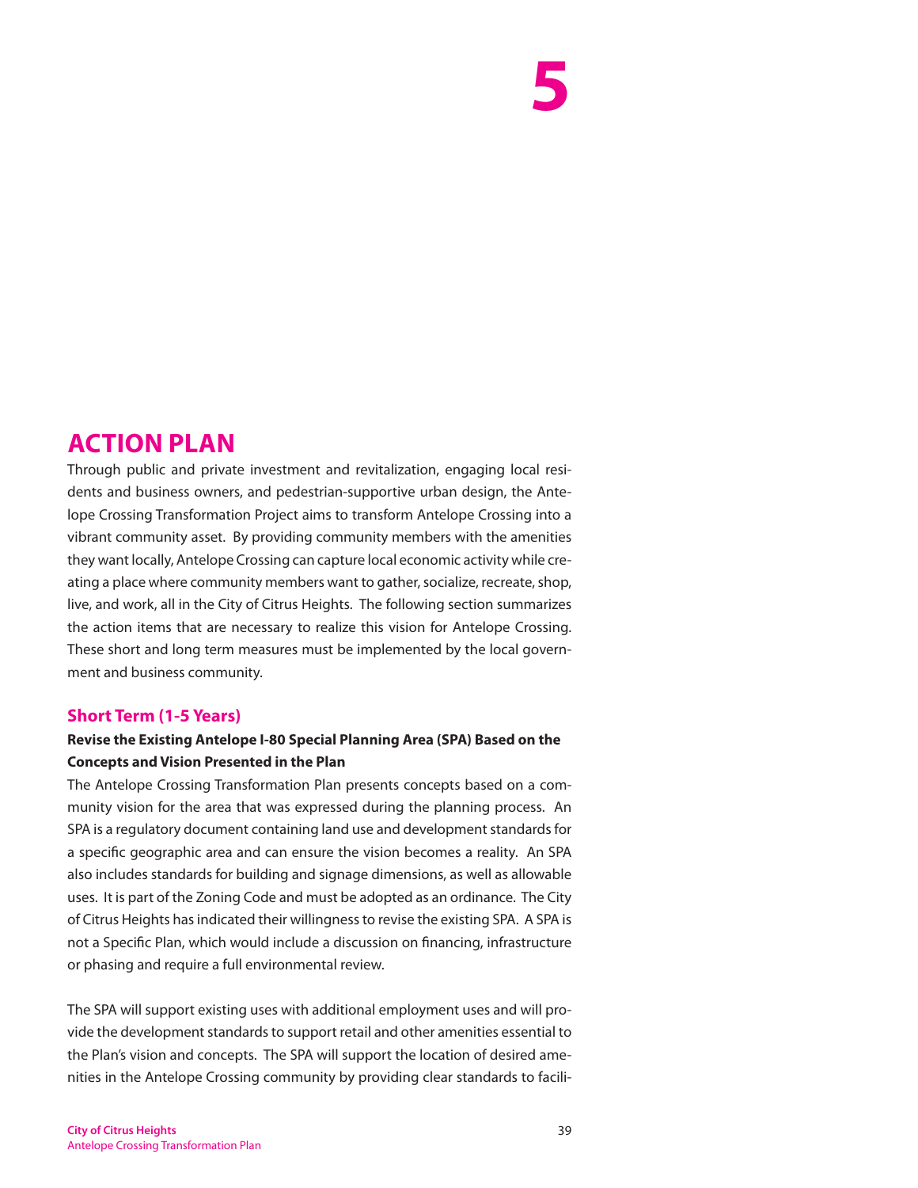# 5

## ACTION PLAN

Through public and private investment and revitalization, engaging local residents and business owners, and pedestrian-supportive urban design, the Antelope Crossing Transformation Project aims to transform Antelope Crossing into a vibrant community asset. By providing community members with the amenities they want locally, Antelope Crossing can capture local economic activity while creating a place where community members want to gather, socialize, recreate, shop, live, and work, all in the City of Citrus Heights. The following section summarizes the action items that are necessary to realize this vision for Antelope Crossing. These short and long term measures must be implemented by the local government and business community.

### Short Term (1-5 Years)

**Revise the Existing Antelope I-80 Special Planning Area (SPA) Based on the Concepts and Vision Presented in the Plan**

The Antelope Crossing Transformation Plan presents concepts based on a community vision for the area that was expressed during the planning process. An SPA is a regulatory document containing land use and development standards for a specific geographic area and can ensure the vision becomes a reality. An SPA also includes standards for building and signage dimensions, as well as allowable uses. It is part of the Zoning Code and must be adopted as an ordinance. The City of Citrus Heights has indicated their willingness to revise the existing SPA. A SPA is not a Specific Plan, which would include a discussion on financing, infrastructure or phasing and require a full environmental review.

The SPA will support existing uses with additional employment uses and will provide the development standards to support retail and other amenities essential to the Plan's vision and concepts. The SPA will support the location of desired amenities in the Antelope Crossing community by providing clear standards to facili-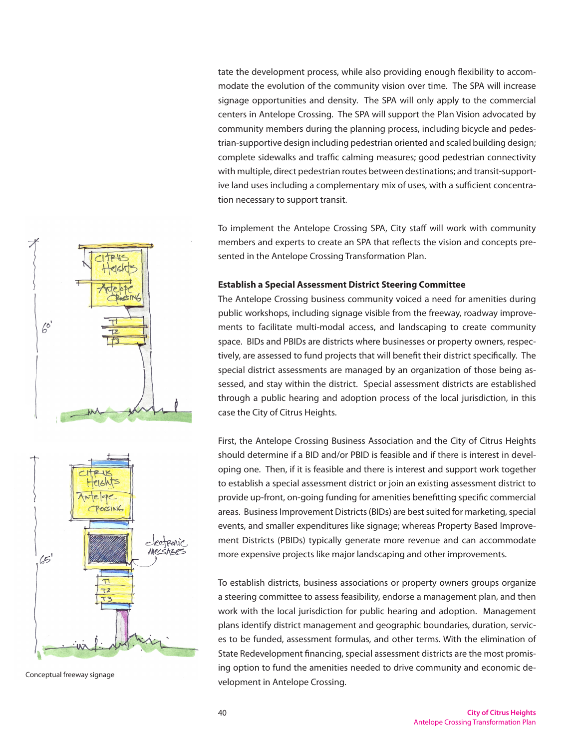tate the development process, while also providing enough flexibility to accommodate the evolution of the community vision over time. The SPA will increase signage opportunities and density. The SPA will only apply to the commercial centers in Antelope Crossing. The SPA will support the Plan Vision advocated by community members during the planning process, including bicycle and pedestrian-supportive design including pedestrian oriented and scaled building design; complete sidewalks and traffic calming measures; good pedestrian connectivity with multiple, direct pedestrian routes between destinations; and transit-supportive land uses including a complementary mix of uses, with a sufficient concentration necessary to support transit.

To implement the Antelope Crossing SPA, City staff will work with community members and experts to create an SPA that reflects the vision and concepts presented in the Antelope Crossing Transformation Plan.

**Establish a Special Assessment District Steering Committee**

The Antelope Crossing business community voiced a need for amenities during public workshops, including signage visible from the freeway, roadway improvements to facilitate multi-modal access, and landscaping to create community space. BIDs and PBIDs are districts where businesses or property owners, respectively, are assessed to fund projects that will benefit their district specifically. The special district assessments are managed by an organization of those being assessed, and stay within the district. Special assessment districts are established through a public hearing and adoption process of the local jurisdiction, in this case the City of Citrus Heights.

First, the Antelope Crossing Business Association and the City of Citrus Heights should determine if a BID and/or PBID is feasible and if there is interest in developing one. Then, if it is feasible and there is interest and support work together to establish a special assessment district or join an existing assessment district to provide up-front, on-going funding for amenities benefitting specific commercial areas. Business Improvement Districts (BIDs) are best suited for marketing, special events, and smaller expenditures like signage; whereas Property Based Improvement Districts (PBIDs) typically generate more revenue and can accommodate more expensive projects like major landscaping and other improvements.

To establish districts, business associations or property owners groups organize a steering committee to assess feasibility, endorse a management plan, and then work with the local jurisdiction for public hearing and adoption. Management plans identify district management and geographic boundaries, duration, services to be funded, assessment formulas, and other terms. With the elimination of State Redevelopment financing, special assessment districts are the most promising option to fund the amenities needed to drive community and economic development in Antelope Crossing.

Conceptual freeway signage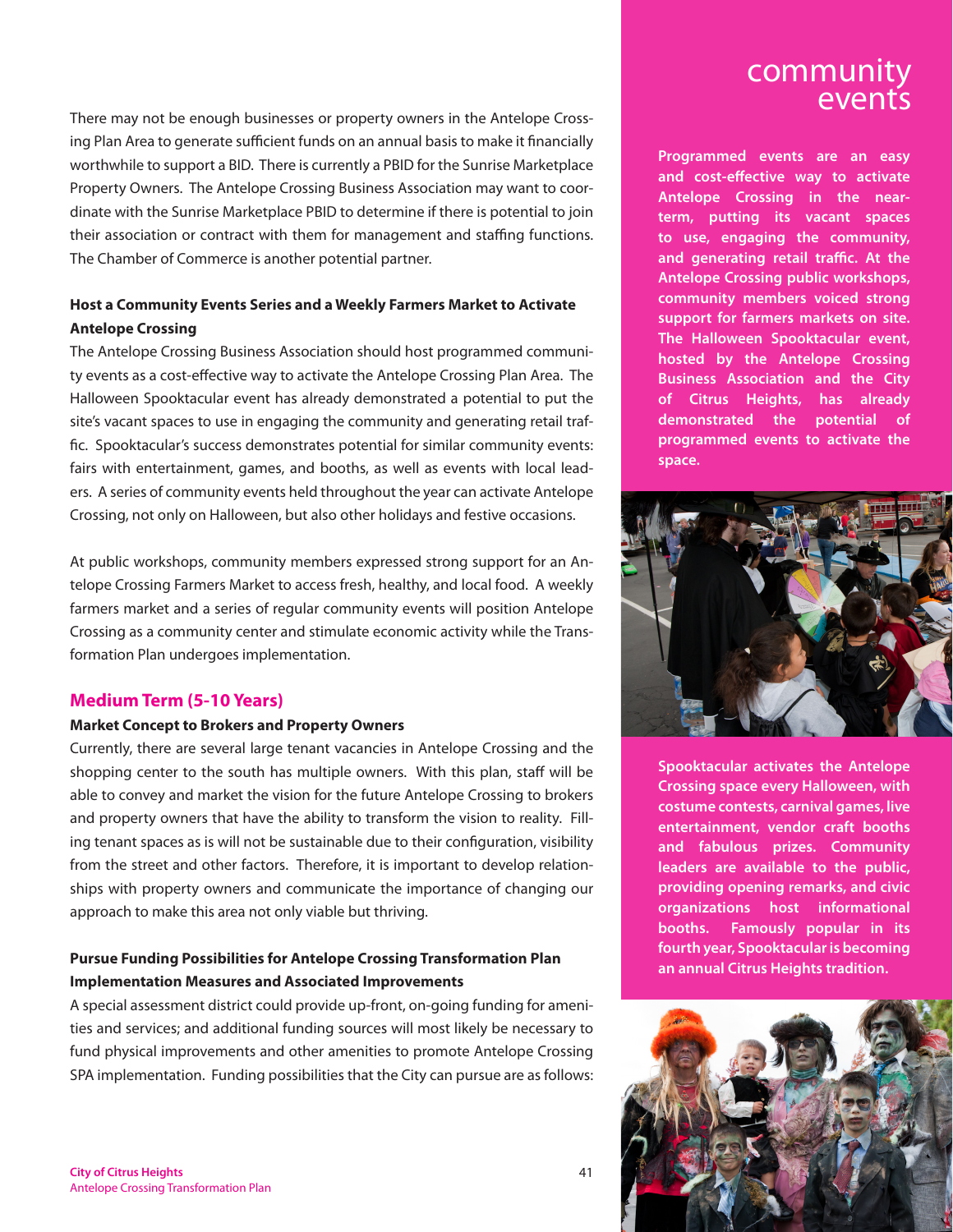There may not be enough businesses or property owners in the Antelope Crossing Plan Area to generate sufficient funds on an annual basis to make it financially worthwhile to support a BID. There is currently a PBID for the Sunrise Marketplace Property Owners. The Antelope Crossing Business Association may want to coordinate with the Sunrise Marketplace PBID to determine if there is potential to join their association or contract with them for management and staffing functions. The Chamber of Commerce is another potential partner.

**Host a Community Events Series and a Weekly Farmers Market to Activate Antelope Crossing**

The Antelope Crossing Business Association should host programmed community events as a cost-effective way to activate the Antelope Crossing Plan Area. The Halloween Spooktacular event has already demonstrated a potential to put the site's vacant spaces to use in engaging the community and generating retail traffic. Spooktacular's success demonstrates potential for similar community events: fairs with entertainment, games, and booths, as well as events with local leaders. A series of community events held throughout the year can activate Antelope Crossing, not only on Halloween, but also other holidays and festive occasions.

At public workshops, community members expressed strong support for an Antelope Crossing Farmers Market to access fresh, healthy, and local food. A weekly farmers market and a series of regular community events will position Antelope Crossing as a community center and stimulate economic activity while the Transformation Plan undergoes implementation.

## Medium Term (5-10 Years)

**Market Concept to Brokers and Property Owners**

Currently, there are several large tenant vacancies in Antelope Crossing and the shopping center to the south has multiple owners. With this plan, staff will be able to convey and market the vision for the future Antelope Crossing to brokers and property owners that have the ability to transform the vision to reality. Filling tenant spaces as is will not be sustainable due to their configuration, visibility from the street and other factors. Therefore, it is important to develop relationships with property owners and communicate the importance of changing our approach to make this area not only viable but thriving.

**Pursue Funding Possibilities for Antelope Crossing Transformation Plan Implementation Measures and Associated Improvements**

A special assessment district could provide up-front, on-going funding for amenities and services; and additional funding sources will most likely be necessary to fund physical improvements and other amenities to promote Antelope Crossing SPA implementation. Funding possibilities that the City can pursue are as follows:

## community events

**Programmed events are an easy and cost-effective way to activate Antelope Crossing in the near-term, putting its vacant spaces to use, engaging the community, and generating retail traffic. At the Antelope Crossing public workshops, community members voiced strong support for farmers markets on site. The Halloween Spooktacular event, hosted by the Antelope Crossing Business Association and the City of Citrus Heights, has already demonstrated the potential of programmed events to activate the space.**

**Spooktacular activates the Antelope Crossing space every Halloween, with costume contests, carnival games, live entertainment, vendor craft booths and fabulous prizes. Community leaders are available to the public, providing opening remarks, and civic organizations host informational booths. Famously popular in its fourth year, Spooktacular is becoming an annual Citrus Heights tradition.**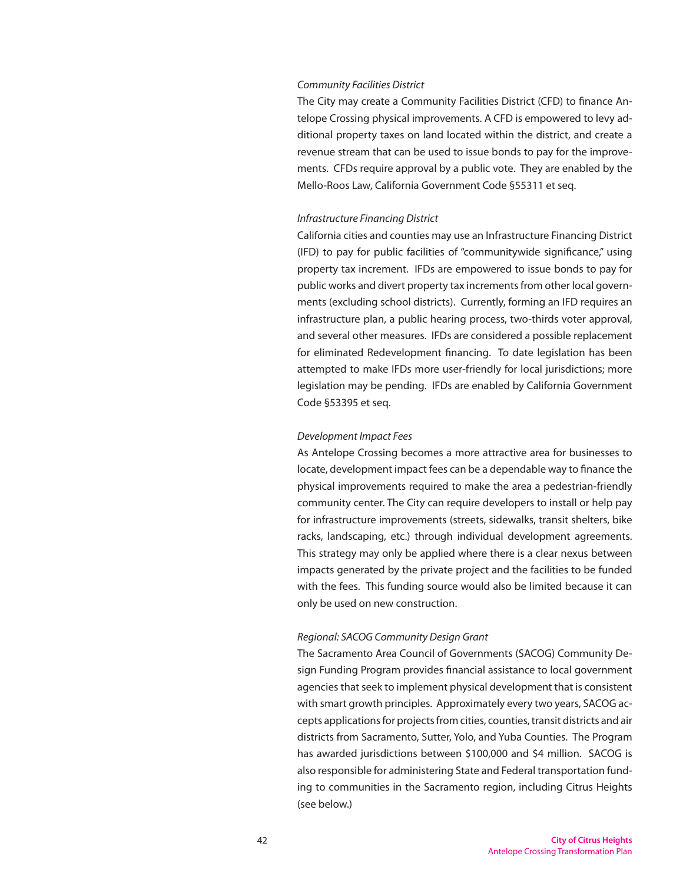*Community Facilities District*

The City may create a Community Facilities District (CFD) to finance Antelope Crossing physical improvements. A CFD is empowered to levy additional property taxes on land located within the district, and create a revenue stream that can be used to issue bonds to pay for the improvements. CFDs require approval by a public vote. They are enabled by the Mello-Roos Law, California Government Code §55311 et seq.

*Infrastructure Financing District*

California cities and counties may use an Infrastructure Financing District (IFD) to pay for public facilities of "communitywide significance," using property tax increment. IFDs are empowered to issue bonds to pay for public works and divert property tax increments from other local governments (excluding school districts). Currently, forming an IFD requires an infrastructure plan, a public hearing process, two-thirds voter approval, and several other measures. IFDs are considered a possible replacement for eliminated Redevelopment financing. To date legislation has been attempted to make IFDs more user-friendly for local jurisdictions; more legislation may be pending. IFDs are enabled by California Government Code §53395 et seq.

*Development Impact Fees*

As Antelope Crossing becomes a more attractive area for businesses to locate, development impact fees can be a dependable way to finance the physical improvements required to make the area a pedestrian-friendly community center. The City can require developers to install or help pay for infrastructure improvements (streets, sidewalks, transit shelters, bike racks, landscaping, etc.) through individual development agreements. This strategy may only be applied where there is a clear nexus between impacts generated by the private project and the facilities to be funded with the fees. This funding source would also be limited because it can only be used on new construction.

*Regional: SACOG Community Design Grant*

The Sacramento Area Council of Governments (SACOG) Community Design Funding Program provides financial assistance to local government agencies that seek to implement physical development that is consistent with smart growth principles. Approximately every two years, SACOG accepts applications for projects from cities, counties, transit districts and air districts from Sacramento, Sutter, Yolo, and Yuba Counties. The Program has awarded jurisdictions between $100,000 and $4 million. SACOG is also responsible for administering State and Federal transportation funding to communities in the Sacramento region, including Citrus Heights (see below.)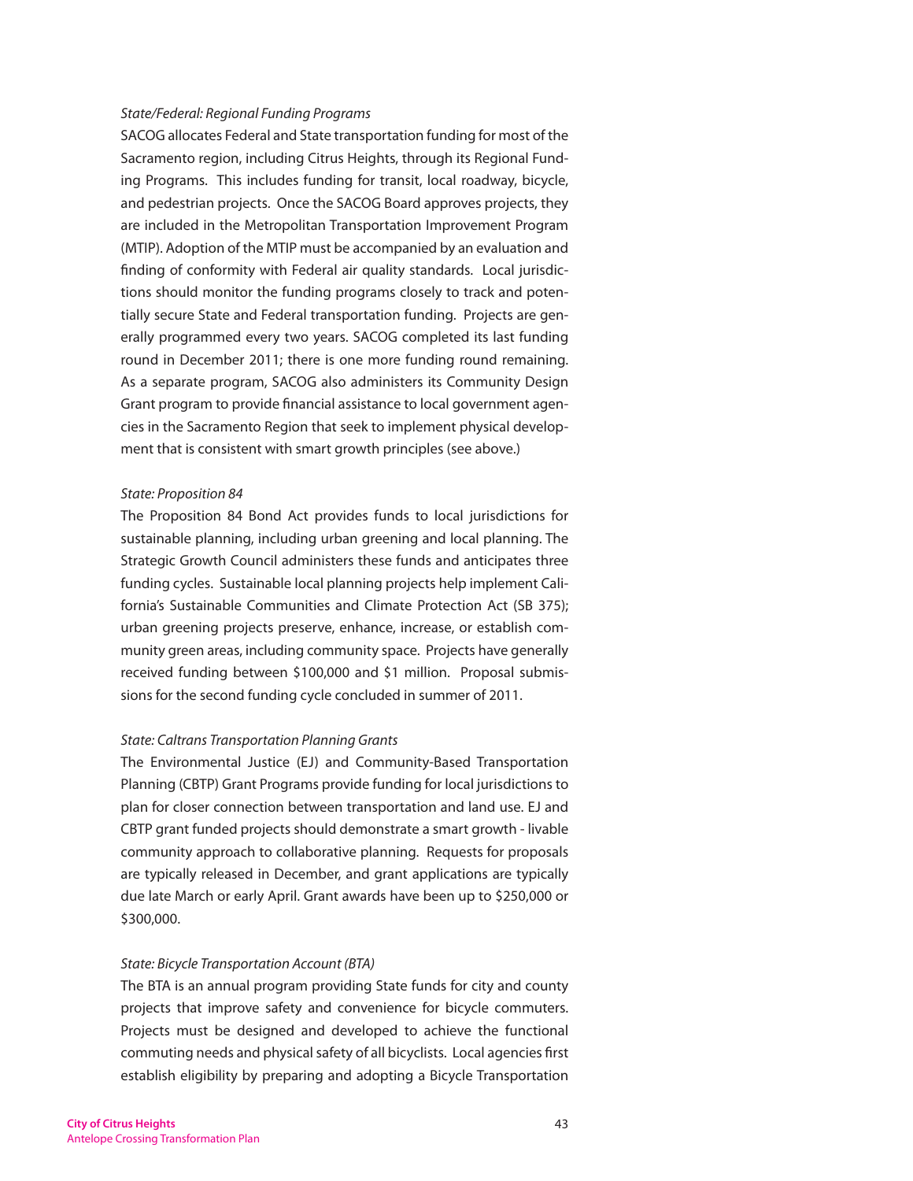*State/Federal: Regional Funding Programs*

SACOG allocates Federal and State transportation funding for most of the Sacramento region, including Citrus Heights, through its Regional Funding Programs. This includes funding for transit, local roadway, bicycle, and pedestrian projects. Once the SACOG Board approves projects, they are included in the Metropolitan Transportation Improvement Program (MTIP). Adoption of the MTIP must be accompanied by an evaluation and finding of conformity with Federal air quality standards. Local jurisdictions should monitor the funding programs closely to track and potentially secure State and Federal transportation funding. Projects are generally programmed every two years. SACOG completed its last funding round in December 2011; there is one more funding round remaining. As a separate program, SACOG also administers its Community Design Grant program to provide financial assistance to local government agencies in the Sacramento Region that seek to implement physical development that is consistent with smart growth principles (see above.)

*State: Proposition 84*

The Proposition 84 Bond Act provides funds to local jurisdictions for sustainable planning, including urban greening and local planning. The Strategic Growth Council administers these funds and anticipates three funding cycles. Sustainable local planning projects help implement California's Sustainable Communities and Climate Protection Act (SB 375); urban greening projects preserve, enhance, increase, or establish community green areas, including community space. Projects have generally received funding between $100,000 and $1 million. Proposal submissions for the second funding cycle concluded in summer of 2011.

*State: Caltrans Transportation Planning Grants*

The Environmental Justice (EJ) and Community-Based Transportation Planning (CBTP) Grant Programs provide funding for local jurisdictions to plan for closer connection between transportation and land use. EJ and CBTP grant funded projects should demonstrate a smart growth - livable community approach to collaborative planning. Requests for proposals are typically released in December, and grant applications are typically due late March or early April. Grant awards have been up to $250,000 or $300,000.

*State: Bicycle Transportation Account (BTA)*

The BTA is an annual program providing State funds for city and county projects that improve safety and convenience for bicycle commuters. Projects must be designed and developed to achieve the functional commuting needs and physical safety of all bicyclists. Local agencies first establish eligibility by preparing and adopting a Bicycle Transportation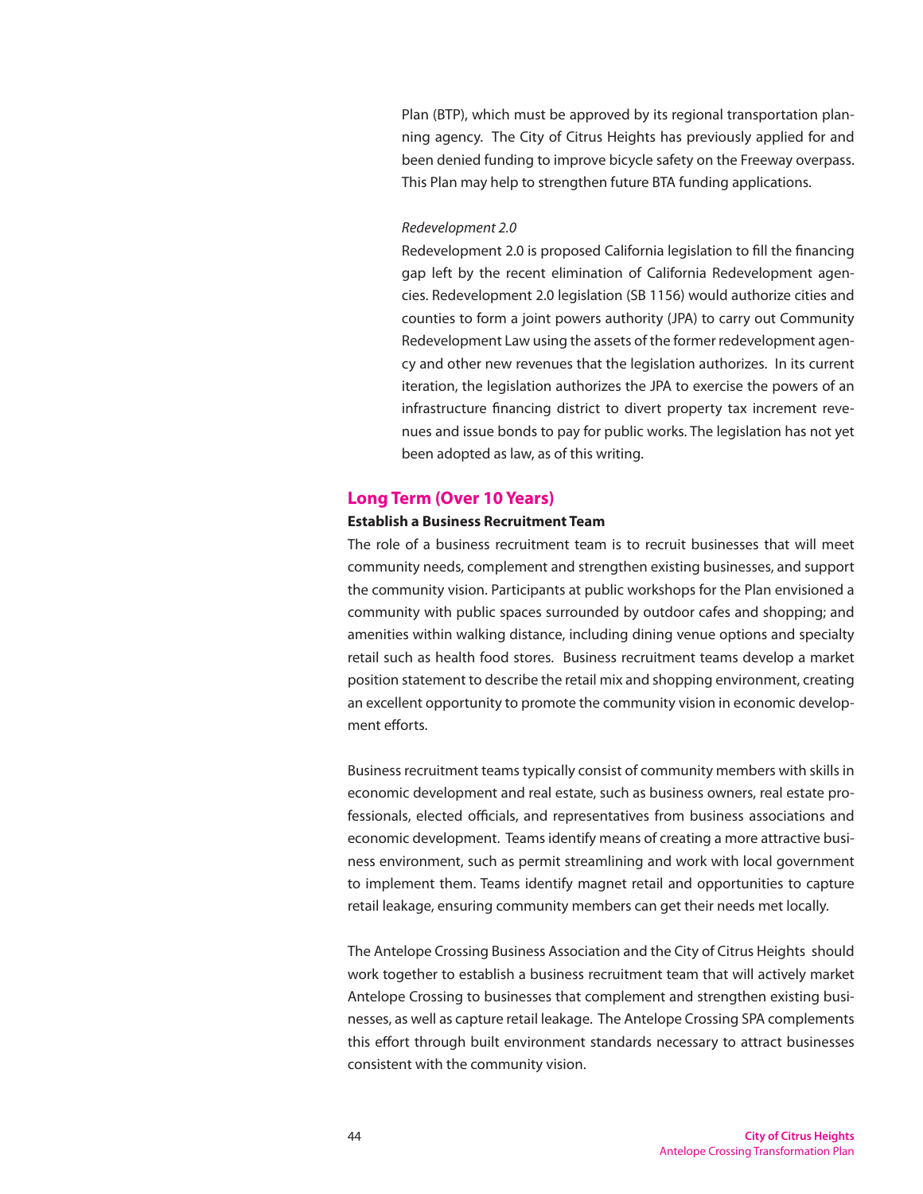Plan (BTP), which must be approved by its regional transportation planning agency. The City of Citrus Heights has previously applied for and been denied funding to improve bicycle safety on the Freeway overpass. This Plan may help to strengthen future BTA funding applications.

*Redevelopment 2.0*

Redevelopment 2.0 is proposed California legislation to fill the financing gap left by the recent elimination of California Redevelopment agencies. Redevelopment 2.0 legislation (SB 1156) would authorize cities and counties to form a joint powers authority (JPA) to carry out Community Redevelopment Law using the assets of the former redevelopment agency and other new revenues that the legislation authorizes. In its current iteration, the legislation authorizes the JPA to exercise the powers of an infrastructure financing district to divert property tax increment revenues and issue bonds to pay for public works. The legislation has not yet been adopted as law, as of this writing.

## Long Term (Over 10 Years)

### Establish a Business Recruitment Team

The role of a business recruitment team is to recruit businesses that will meet community needs, complement and strengthen existing businesses, and support the community vision. Participants at public workshops for the Plan envisioned a community with public spaces surrounded by outdoor cafes and shopping; and amenities within walking distance, including dining venue options and specialty retail such as health food stores. Business recruitment teams develop a market position statement to describe the retail mix and shopping environment, creating an excellent opportunity to promote the community vision in economic development efforts.

Business recruitment teams typically consist of community members with skills in economic development and real estate, such as business owners, real estate professionals, elected officials, and representatives from business associations and economic development. Teams identify means of creating a more attractive business environment, such as permit streamlining and work with local government to implement them. Teams identify magnet retail and opportunities to capture retail leakage, ensuring community members can get their needs met locally.

The Antelope Crossing Business Association and the City of Citrus Heights should work together to establish a business recruitment team that will actively market Antelope Crossing to businesses that complement and strengthen existing businesses, as well as capture retail leakage. The Antelope Crossing SPA complements this effort through built environment standards necessary to attract businesses consistent with the community vision.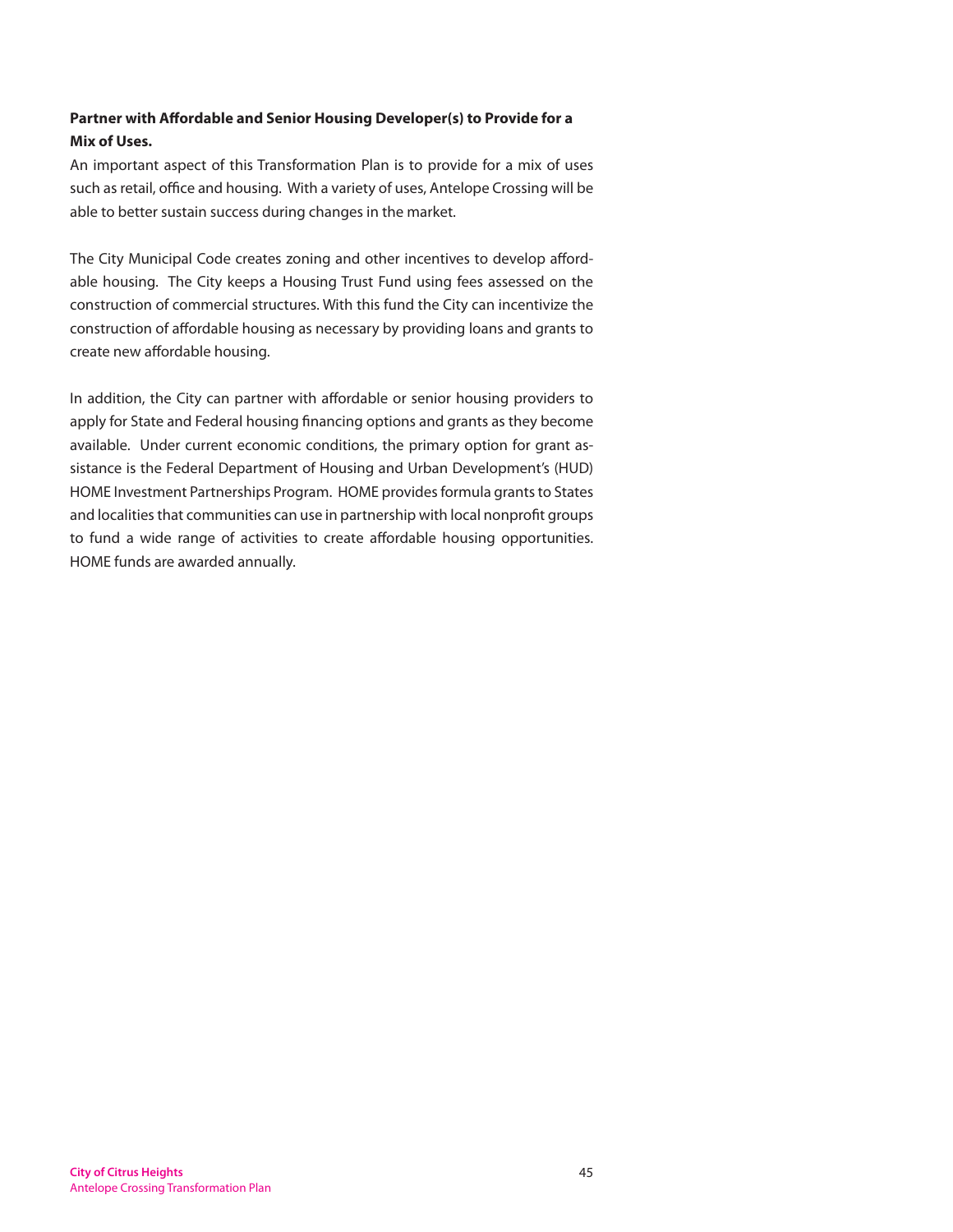**Partner with Affordable and Senior Housing Developer(s) to Provide for a Mix of Uses.**

An important aspect of this Transformation Plan is to provide for a mix of uses such as retail, office and housing. With a variety of uses, Antelope Crossing will be able to better sustain success during changes in the market.

The City Municipal Code creates zoning and other incentives to develop affordable housing. The City keeps a Housing Trust Fund using fees assessed on the construction of commercial structures. With this fund the City can incentivize the construction of affordable housing as necessary by providing loans and grants to create new affordable housing.

In addition, the City can partner with affordable or senior housing providers to apply for State and Federal housing financing options and grants as they become available. Under current economic conditions, the primary option for grant assistance is the Federal Department of Housing and Urban Development's (HUD) HOME Investment Partnerships Program. HOME provides formula grants to States and localities that communities can use in partnership with local nonprofit groups to fund a wide range of activities to create affordable housing opportunities. HOME funds are awarded annually.